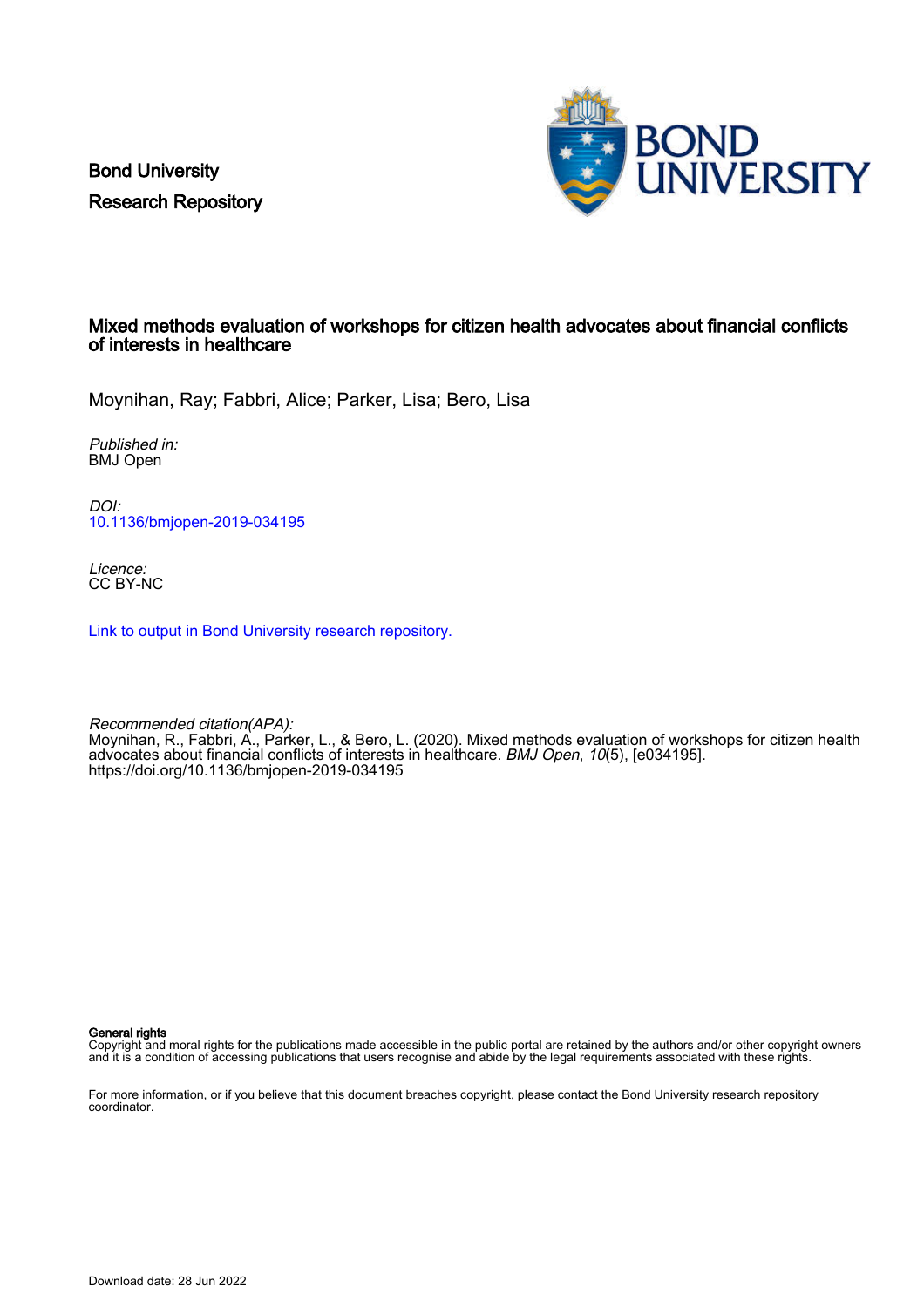Bond University
Research Repository

# Mixed methods evaluation of workshops for citizen health advocates about financial conflicts of interests in healthcare

Moynihan, Ray; Fabbri, Alice; Parker, Lisa; Bero, Lisa

*Published in:*
BMJ Open

*DOI:*
10.1136/bmjopen-2019-034195

*Licence:*
CC BY-NC

Link to output in Bond University research repository.

*Recommended citation(APA):*
Moynihan, R., Fabbri, A., Parker, L., & Bero, L. (2020). Mixed methods evaluation of workshops for citizen health advocates about financial conflicts of interests in healthcare. *BMJ Open*, *10*(5), [e034195]. https://doi.org/10.1136/bmjopen-2019-034195

**General rights**
Copyright and moral rights for the publications made accessible in the public portal are retained by the authors and/or other copyright owners and it is a condition of accessing publications that users recognise and abide by the legal requirements associated with these rights.

For more information, or if you believe that this document breaches copyright, please contact the Bond University research repository coordinator.

Download date: 28 Jun 2022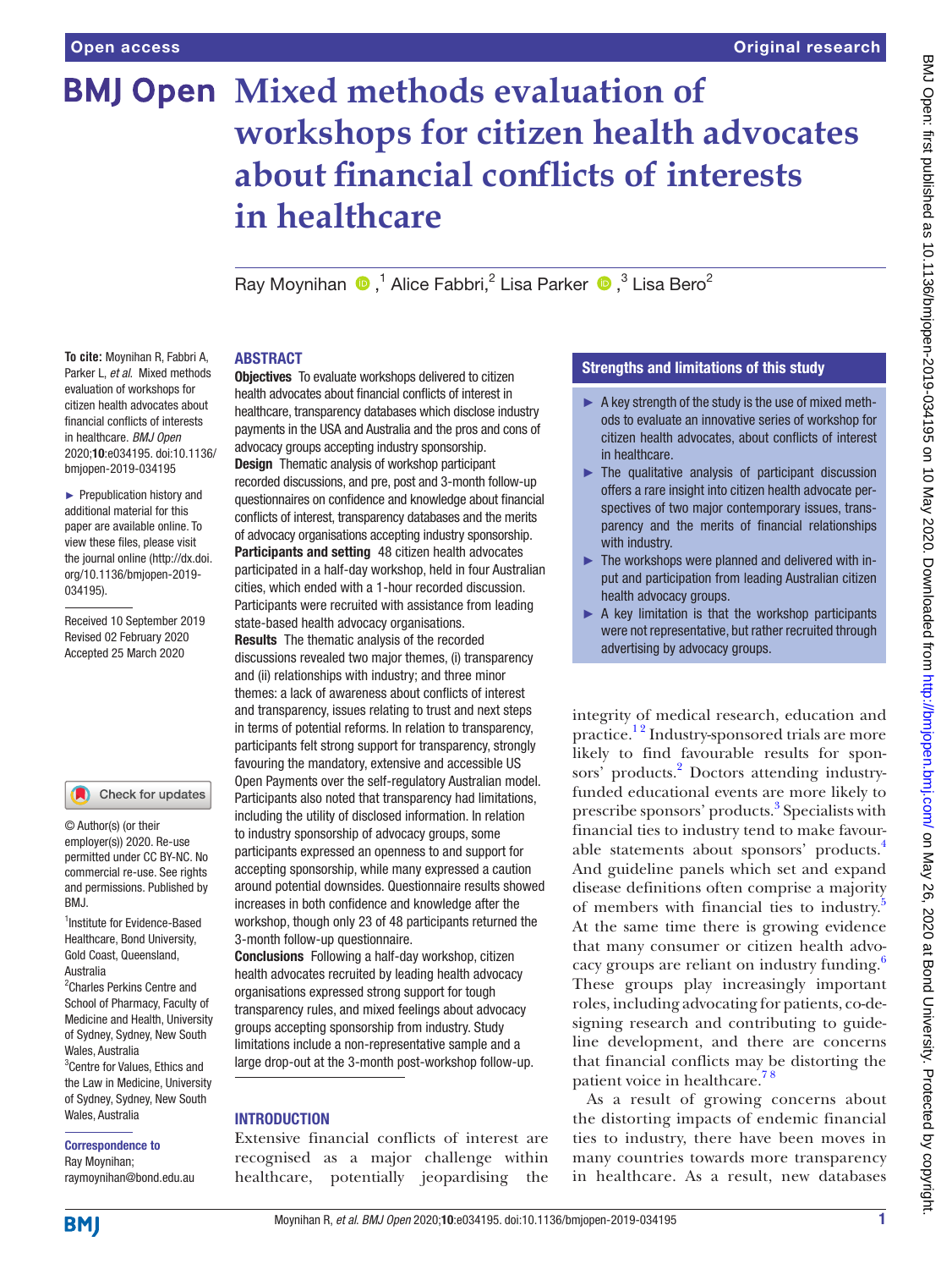# Mixed methods evaluation of workshops for citizen health advocates about financial conflicts of interests in healthcare

Ray Moynihan [1], Alice Fabbri [2], Lisa Parker [3], Lisa Bero [2]

**To cite:** Moynihan R, Fabbri A, Parker L, *et al*. Mixed methods evaluation of workshops for citizen health advocates about financial conflicts of interests in healthcare. *BMJ Open* 2020;**10**:e034195. doi:10.1136/bmjopen-2019-034195

► Prepublication history and additional material for this paper are available online. To view these files, please visit the journal online (http://dx.doi.org/10.1136/bmjopen-2019-034195).

Received 10 September 2019
Revised 02 February 2020
Accepted 25 March 2020

© Author(s) (or their employer(s)) 2020. Re-use permitted under CC BY-NC. No commercial re-use. See rights and permissions. Published by BMJ.

[1]Institute for Evidence-Based Healthcare, Bond University, Gold Coast, Queensland, Australia
[2]Charles Perkins Centre and School of Pharmacy, Faculty of Medicine and Health, University of Sydney, Sydney, New South Wales, Australia
[3]Centre for Values, Ethics and the Law in Medicine, University of Sydney, Sydney, New South Wales, Australia

**Correspondence to**
Ray Moynihan;
raymoynihan@bond.edu.au

## ABSTRACT

**Objectives** To evaluate workshops delivered to citizen health advocates about financial conflicts of interest in healthcare, transparency databases which disclose industry payments in the USA and Australia and the pros and cons of advocacy groups accepting industry sponsorship.

**Design** Thematic analysis of workshop participant recorded discussions, and pre, post and 3-month follow-up questionnaires on confidence and knowledge about financial conflicts of interest, transparency databases and the merits of advocacy organisations accepting industry sponsorship.

**Participants and setting** 48 citizen health advocates participated in a half-day workshop, held in four Australian cities, which ended with a 1-hour recorded discussion. Participants were recruited with assistance from leading state-based health advocacy organisations.

**Results** The thematic analysis of the recorded discussions revealed two major themes, (i) transparency and (ii) relationships with industry; and three minor themes: a lack of awareness about conflicts of interest and transparency, issues relating to trust and next steps in terms of potential reforms. In relation to transparency, participants felt strong support for transparency, strongly favouring the mandatory, extensive and accessible US Open Payments over the self-regulatory Australian model. Participants also noted that transparency had limitations, including the utility of disclosed information. In relation to industry sponsorship of advocacy groups, some participants expressed an openness to and support for accepting sponsorship, while many expressed a caution around potential downsides. Questionnaire results showed increases in both confidence and knowledge after the workshop, though only 23 of 48 participants returned the 3-month follow-up questionnaire.

**Conclusions** Following a half-day workshop, citizen health advocates recruited by leading health advocacy organisations expressed strong support for tough transparency rules, and mixed feelings about advocacy groups accepting sponsorship from industry. Study limitations include a non-representative sample and a large drop-out at the 3-month post-workshop follow-up.

## Strengths and limitations of this study

- ► A key strength of the study is the use of mixed methods to evaluate an innovative series of workshop for citizen health advocates, about conflicts of interest in healthcare.
- ► The qualitative analysis of participant discussion offers a rare insight into citizen health advocate perspectives of two major contemporary issues, transparency and the merits of financial relationships with industry.
- ► The workshops were planned and delivered with input and participation from leading Australian citizen health advocacy groups.
- ► A key limitation is that the workshop participants were not representative, but rather recruited through advertising by advocacy groups.

## INTRODUCTION

Extensive financial conflicts of interest are recognised as a major challenge within healthcare, potentially jeopardising the integrity of medical research, education and practice.[1,2] Industry-sponsored trials are more likely to find favourable results for sponsors' products.[2] Doctors attending industry-funded educational events are more likely to prescribe sponsors' products.[3] Specialists with financial ties to industry tend to make favourable statements about sponsors' products.[4] And guideline panels which set and expand disease definitions often comprise a majority of members with financial ties to industry.[5] At the same time there is growing evidence that many consumer or citizen health advocacy groups are reliant on industry funding.[6] These groups play increasingly important roles, including advocating for patients, co-designing research and contributing to guideline development, and there are concerns that financial conflicts may be distorting the patient voice in healthcare.[7,8]

As a result of growing concerns about the distorting impacts of endemic financial ties to industry, there have been moves in many countries towards more transparency in healthcare. As a result, new databases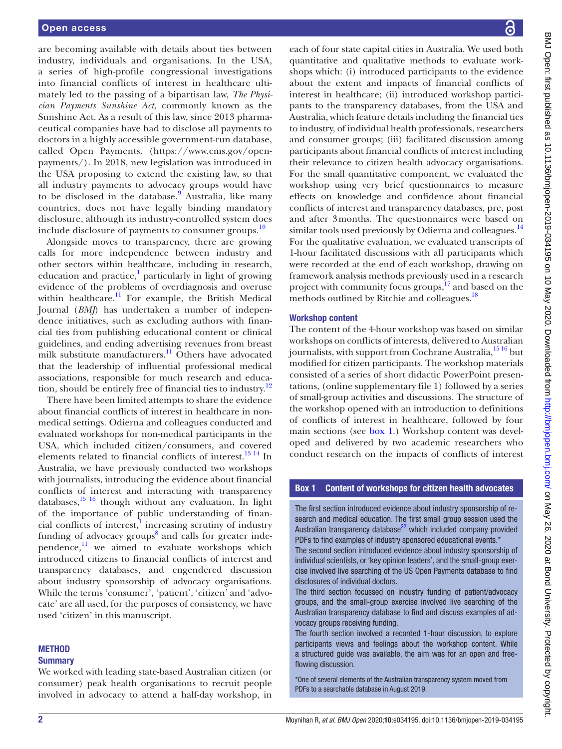are becoming available with details about ties between industry, individuals and organisations. In the USA, a series of high-profile congressional investigations into financial conflicts of interest in healthcare ultimately led to the passing of a bipartisan law, *The Physician Payments Sunshine Act*, commonly known as the Sunshine Act. As a result of this law, since 2013 pharmaceutical companies have had to disclose all payments to doctors in a highly accessible government-run database, called Open Payments. (https://www.cms.gov/openpayments/). In 2018, new legislation was introduced in the USA proposing to extend the existing law, so that all industry payments to advocacy groups would have to be disclosed in the database.[9] Australia, like many countries, does not have legally binding mandatory disclosure, although its industry-controlled system does include disclosure of payments to consumer groups.[10]

Alongside moves to transparency, there are growing calls for more independence between industry and other sectors within healthcare, including in research, education and practice,[1] particularly in light of growing evidence of the problems of overdiagnosis and overuse within healthcare.[11] For example, the British Medical Journal (*BMJ*) has undertaken a number of independence initiatives, such as excluding authors with financial ties from publishing educational content or clinical guidelines, and ending advertising revenues from breast milk substitute manufacturers.[11] Others have advocated that the leadership of influential professional medical associations, responsible for much research and education, should be entirely free of financial ties to industry.[12]

There have been limited attempts to share the evidence about financial conflicts of interest in healthcare in non-medical settings. Odierna and colleagues conducted and evaluated workshops for non-medical participants in the USA, which included citizen/consumers, and covered elements related to financial conflicts of interest.[13 14] In Australia, we have previously conducted two workshops with journalists, introducing the evidence about financial conflicts of interest and interacting with transparency databases,[15 16] though without any evaluation. In light of the importance of public understanding of financial conflicts of interest,[1] increasing scrutiny of industry funding of advocacy groups[8] and calls for greater independence,[11] we aimed to evaluate workshops which introduced citizens to financial conflicts of interest and transparency databases, and engendered discussion about industry sponsorship of advocacy organisations. While the terms 'consumer', 'patient', 'citizen' and 'advocate' are all used, for the purposes of consistency, we have used 'citizen' in this manuscript.

## METHOD

### Summary

We worked with leading state-based Australian citizen (or consumer) peak health organisations to recruit people involved in advocacy to attend a half-day workshop, in each of four state capital cities in Australia. We used both quantitative and qualitative methods to evaluate workshops which: (i) introduced participants to the evidence about the extent and impacts of financial conflicts of interest in healthcare; (ii) introduced workshop participants to the transparency databases, from the USA and Australia, which feature details including the financial ties to industry, of individual health professionals, researchers and consumer groups; (iii) facilitated discussion among participants about financial conflicts of interest including their relevance to citizen health advocacy organisations. For the small quantitative component, we evaluated the workshop using very brief questionnaires to measure effects on knowledge and confidence about financial conflicts of interest and transparency databases, pre, post and after 3 months. The questionnaires were based on similar tools used previously by Odierna and colleagues.[14] For the qualitative evaluation, we evaluated transcripts of 1-hour facilitated discussions with all participants which were recorded at the end of each workshop, drawing on framework analysis methods previously used in a research project with community focus groups,[17] and based on the methods outlined by Ritchie and colleagues.[18]

### Workshop content

The content of the 4-hour workshop was based on similar workshops on conflicts of interests, delivered to Australian journalists, with support from Cochrane Australia,[15 16] but modified for citizen participants. The workshop materials consisted of a series of short didactic PowerPoint presentations, (online supplementary file 1) followed by a series of small-group activities and discussions. The structure of the workshop opened with an introduction to definitions of conflicts of interest in healthcare, followed by four main sections (see box 1.) Workshop content was developed and delivered by two academic researchers who conduct research on the impacts of conflicts of interest

**Box 1 Content of workshops for citizen health advocates**

The first section introduced evidence about industry sponsorship of research and medical education. The first small group session used the Australian transparency database[22] which included company provided PDFs to find examples of industry sponsored educational events.*

The second section introduced evidence about industry sponsorship of individual scientists, or 'key opinion leaders', and the small-group exercise involved live searching of the US Open Payments database to find disclosures of individual doctors.

The third section focussed on industry funding of patient/advocacy groups, and the small-group exercise involved live searching of the Australian transparency database to find and discuss examples of advocacy groups receiving funding.

The fourth section involved a recorded 1-hour discussion, to explore participants views and feelings about the workshop content. While a structured guide was available, the aim was for an open and free-flowing discussion.

*One of several elements of the Australian transparency system moved from PDFs to a searchable database in August 2019.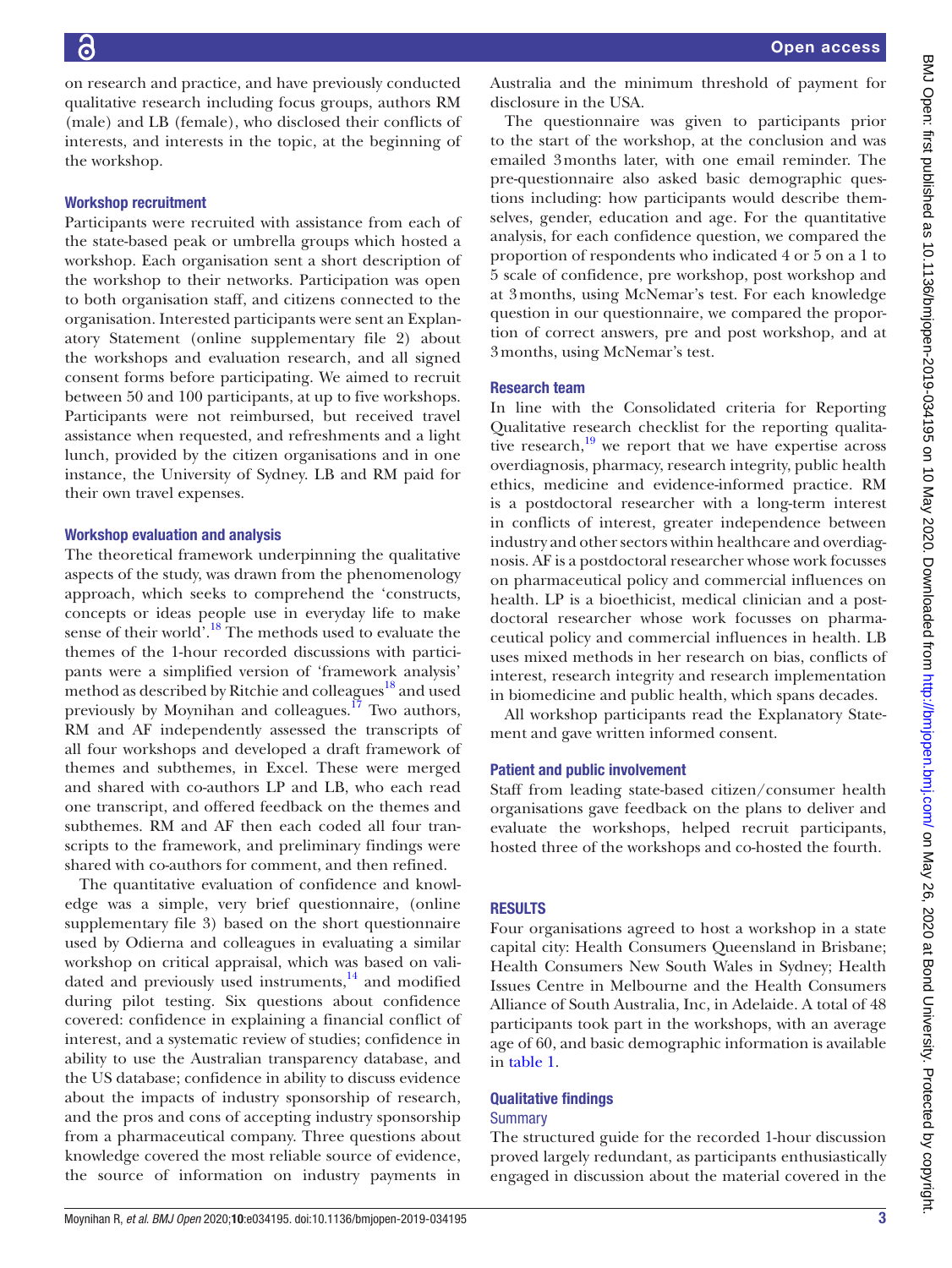on research and practice, and have previously conducted qualitative research including focus groups, authors RM (male) and LB (female), who disclosed their conflicts of interests, and interests in the topic, at the beginning of the workshop.

### Workshop recruitment

Participants were recruited with assistance from each of the state-based peak or umbrella groups which hosted a workshop. Each organisation sent a short description of the workshop to their networks. Participation was open to both organisation staff, and citizens connected to the organisation. Interested participants were sent an Explanatory Statement (online supplementary file 2) about the workshops and evaluation research, and all signed consent forms before participating. We aimed to recruit between 50 and 100 participants, at up to five workshops. Participants were not reimbursed, but received travel assistance when requested, and refreshments and a light lunch, provided by the citizen organisations and in one instance, the University of Sydney. LB and RM paid for their own travel expenses.

### Workshop evaluation and analysis

The theoretical framework underpinning the qualitative aspects of the study, was drawn from the phenomenology approach, which seeks to comprehend the 'constructs, concepts or ideas people use in everyday life to make sense of their world'.[18] The methods used to evaluate the themes of the 1-hour recorded discussions with participants were a simplified version of 'framework analysis' method as described by Ritchie and colleagues[18] and used previously by Moynihan and colleagues.[17] Two authors, RM and AF independently assessed the transcripts of all four workshops and developed a draft framework of themes and subthemes, in Excel. These were merged and shared with co-authors LP and LB, who each read one transcript, and offered feedback on the themes and subthemes. RM and AF then each coded all four transcripts to the framework, and preliminary findings were shared with co-authors for comment, and then refined.

The quantitative evaluation of confidence and knowledge was a simple, very brief questionnaire, (online supplementary file 3) based on the short questionnaire used by Odierna and colleagues in evaluating a similar workshop on critical appraisal, which was based on validated and previously used instruments,[14] and modified during pilot testing. Six questions about confidence covered: confidence in explaining a financial conflict of interest, and a systematic review of studies; confidence in ability to use the Australian transparency database, and the US database; confidence in ability to discuss evidence about the impacts of industry sponsorship of research, and the pros and cons of accepting industry sponsorship from a pharmaceutical company. Three questions about knowledge covered the most reliable source of evidence, the source of information on industry payments in Australia and the minimum threshold of payment for disclosure in the USA.

The questionnaire was given to participants prior to the start of the workshop, at the conclusion and was emailed 3 months later, with one email reminder. The pre-questionnaire also asked basic demographic questions including: how participants would describe themselves, gender, education and age. For the quantitative analysis, for each confidence question, we compared the proportion of respondents who indicated 4 or 5 on a 1 to 5 scale of confidence, pre workshop, post workshop and at 3 months, using McNemar's test. For each knowledge question in our questionnaire, we compared the proportion of correct answers, pre and post workshop, and at 3 months, using McNemar's test.

### Research team

In line with the Consolidated criteria for Reporting Qualitative research checklist for the reporting qualitative research,[19] we report that we have expertise across overdiagnosis, pharmacy, research integrity, public health ethics, medicine and evidence-informed practice. RM is a postdoctoral researcher with a long-term interest in conflicts of interest, greater independence between industry and other sectors within healthcare and overdiagnosis. AF is a postdoctoral researcher whose work focusses on pharmaceutical policy and commercial influences on health. LP is a bioethicist, medical clinician and a postdoctoral researcher whose work focusses on pharmaceutical policy and commercial influences in health. LB uses mixed methods in her research on bias, conflicts of interest, research integrity and research implementation in biomedicine and public health, which spans decades.

All workshop participants read the Explanatory Statement and gave written informed consent.

### Patient and public involvement

Staff from leading state-based citizen/consumer health organisations gave feedback on the plans to deliver and evaluate the workshops, helped recruit participants, hosted three of the workshops and co-hosted the fourth.

## RESULTS

Four organisations agreed to host a workshop in a state capital city: Health Consumers Queensland in Brisbane; Health Consumers New South Wales in Sydney; Health Issues Centre in Melbourne and the Health Consumers Alliance of South Australia, Inc, in Adelaide. A total of 48 participants took part in the workshops, with an average age of 60, and basic demographic information is available in table 1.

### Qualitative findings

#### Summary

The structured guide for the recorded 1-hour discussion proved largely redundant, as participants enthusiastically engaged in discussion about the material covered in the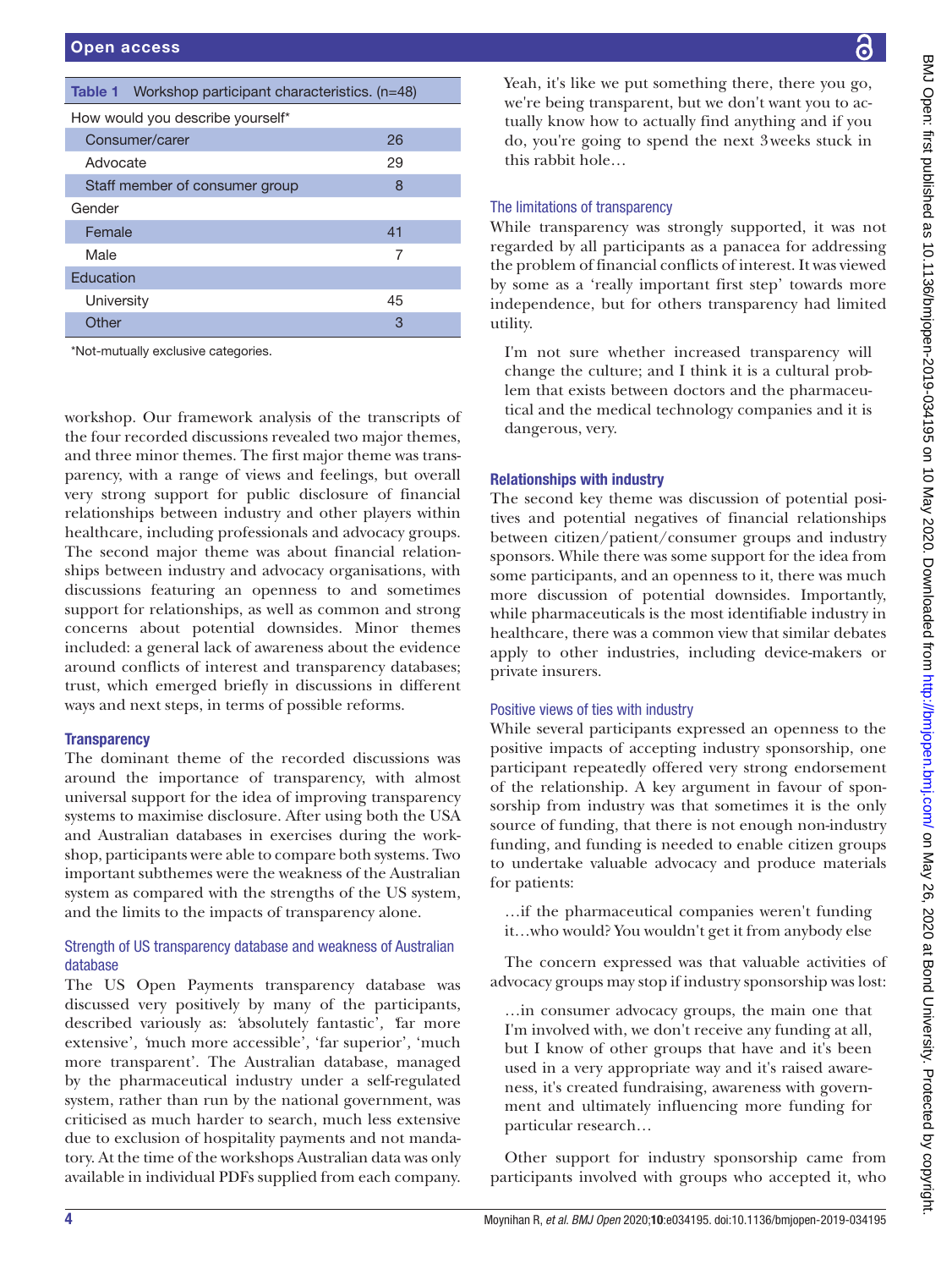**Table 1** Workshop participant characteristics. (n=48)

| How would you describe yourself* | |
|---|---|
| Consumer/carer | 26 |
| Advocate | 29 |
| Staff member of consumer group | 8 |
| Gender | |
| Female | 41 |
| Male | 7 |
| Education | |
| University | 45 |
| Other | 3 |

*Not-mutually exclusive categories.

workshop. Our framework analysis of the transcripts of the four recorded discussions revealed two major themes, and three minor themes. The first major theme was transparency, with a range of views and feelings, but overall very strong support for public disclosure of financial relationships between industry and other players within healthcare, including professionals and advocacy groups. The second major theme was about financial relationships between industry and advocacy organisations, with discussions featuring an openness to and sometimes support for relationships, as well as common and strong concerns about potential downsides. Minor themes included: a general lack of awareness about the evidence around conflicts of interest and transparency databases; trust, which emerged briefly in discussions in different ways and next steps, in terms of possible reforms.

## Transparency

The dominant theme of the recorded discussions was around the importance of transparency, with almost universal support for the idea of improving transparency systems to maximise disclosure. After using both the USA and Australian databases in exercises during the workshop, participants were able to compare both systems. Two important subthemes were the weakness of the Australian system as compared with the strengths of the US system, and the limits to the impacts of transparency alone.

### Strength of US transparency database and weakness of Australian database

The US Open Payments transparency database was discussed very positively by many of the participants, described variously as: 'absolutely fantastic', 'far more extensive', 'much more accessible', 'far superior', 'much more transparent'. The Australian database, managed by the pharmaceutical industry under a self-regulated system, rather than run by the national government, was criticised as much harder to search, much less extensive due to exclusion of hospitality payments and not mandatory. At the time of the workshops Australian data was only available in individual PDFs supplied from each company.

> Yeah, it's like we put something there, there you go, we're being transparent, but we don't want you to actually know how to actually find anything and if you do, you're going to spend the next 3 weeks stuck in this rabbit hole…

### The limitations of transparency

While transparency was strongly supported, it was not regarded by all participants as a panacea for addressing the problem of financial conflicts of interest. It was viewed by some as a 'really important first step' towards more independence, but for others transparency had limited utility.

> I'm not sure whether increased transparency will change the culture; and I think it is a cultural problem that exists between doctors and the pharmaceutical and the medical technology companies and it is dangerous, very.

## Relationships with industry

The second key theme was discussion of potential positives and potential negatives of financial relationships between citizen/patient/consumer groups and industry sponsors. While there was some support for the idea from some participants, and an openness to it, there was much more discussion of potential downsides. Importantly, while pharmaceuticals is the most identifiable industry in healthcare, there was a common view that similar debates apply to other industries, including device-makers or private insurers.

### Positive views of ties with industry

While several participants expressed an openness to the positive impacts of accepting industry sponsorship, one participant repeatedly offered very strong endorsement of the relationship. A key argument in favour of sponsorship from industry was that sometimes it is the only source of funding, that there is not enough non-industry funding, and funding is needed to enable citizen groups to undertake valuable advocacy and produce materials for patients:

> …if the pharmaceutical companies weren't funding it…who would? You wouldn't get it from anybody else

The concern expressed was that valuable activities of advocacy groups may stop if industry sponsorship was lost:

> …in consumer advocacy groups, the main one that I'm involved with, we don't receive any funding at all, but I know of other groups that have and it's been used in a very appropriate way and it's raised awareness, it's created fundraising, awareness with government and ultimately influencing more funding for particular research…

Other support for industry sponsorship came from participants involved with groups who accepted it, who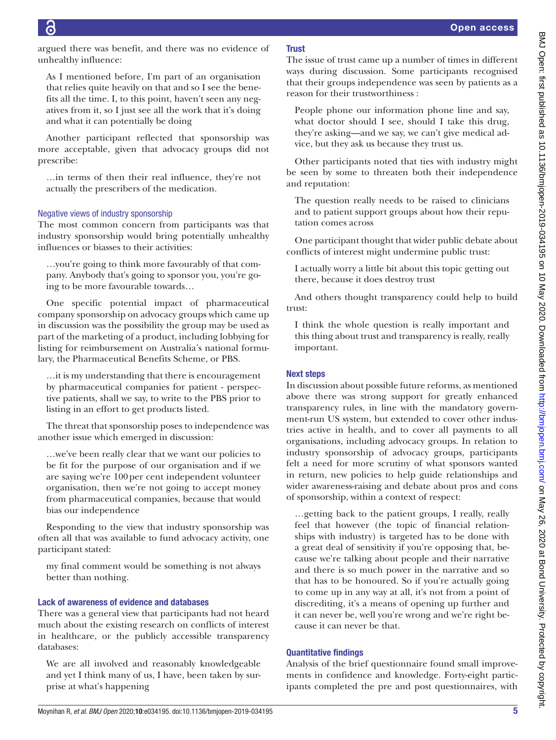argued there was benefit, and there was no evidence of unhealthy influence:

> As I mentioned before, I'm part of an organisation that relies quite heavily on that and so I see the benefits all the time. I, to this point, haven't seen any negatives from it, so I just see all the work that it's doing and what it can potentially be doing

Another participant reflected that sponsorship was more acceptable, given that advocacy groups did not prescribe:

> …in terms of then their real influence, they're not actually the prescribers of the medication.

#### Negative views of industry sponsorship

The most common concern from participants was that industry sponsorship would bring potentially unhealthy influences or biasses to their activities:

> …you're going to think more favourably of that company. Anybody that's going to sponsor you, you're going to be more favourable towards…

One specific potential impact of pharmaceutical company sponsorship on advocacy groups which came up in discussion was the possibility the group may be used as part of the marketing of a product, including lobbying for listing for reimbursement on Australia's national formulary, the Pharmaceutical Benefits Scheme, or PBS.

> …it is my understanding that there is encouragement by pharmaceutical companies for patient - perspective patients, shall we say, to write to the PBS prior to listing in an effort to get products listed.

The threat that sponsorship poses to independence was another issue which emerged in discussion:

> …we've been really clear that we want our policies to be fit for the purpose of our organisation and if we are saying we're 100 per cent independent volunteer organisation, then we're not going to accept money from pharmaceutical companies, because that would bias our independence

Responding to the view that industry sponsorship was often all that was available to fund advocacy activity, one participant stated:

> my final comment would be something is not always better than nothing.

### Lack of awareness of evidence and databases

There was a general view that participants had not heard much about the existing research on conflicts of interest in healthcare, or the publicly accessible transparency databases:

> We are all involved and reasonably knowledgeable and yet I think many of us, I have, been taken by surprise at what's happening

### Trust

The issue of trust came up a number of times in different ways during discussion. Some participants recognised that their groups independence was seen by patients as a reason for their trustworthiness :

> People phone our information phone line and say, what doctor should I see, should I take this drug, they're asking—and we say, we can't give medical advice, but they ask us because they trust us.

Other participants noted that ties with industry might be seen by some to threaten both their independence and reputation:

> The question really needs to be raised to clinicians and to patient support groups about how their reputation comes across

One participant thought that wider public debate about conflicts of interest might undermine public trust:

> I actually worry a little bit about this topic getting out there, because it does destroy trust

And others thought transparency could help to build trust:

> I think the whole question is really important and this thing about trust and transparency is really, really important.

### Next steps

In discussion about possible future reforms, as mentioned above there was strong support for greatly enhanced transparency rules, in line with the mandatory government-run US system, but extended to cover other industries active in health, and to cover all payments to all organisations, including advocacy groups. In relation to industry sponsorship of advocacy groups, participants felt a need for more scrutiny of what sponsors wanted in return, new policies to help guide relationships and wider awareness-raising and debate about pros and cons of sponsorship, within a context of respect:

> …getting back to the patient groups, I really, really feel that however (the topic of financial relationships with industry) is targeted has to be done with a great deal of sensitivity if you're opposing that, because we're talking about people and their narrative and there is so much power in the narrative and so that has to be honoured. So if you're actually going to come up in any way at all, it's not from a point of discrediting, it's a means of opening up further and it can never be, well you're wrong and we're right because it can never be that.

### Quantitative findings

Analysis of the brief questionnaire found small improvements in confidence and knowledge. Forty-eight participants completed the pre and post questionnaires, with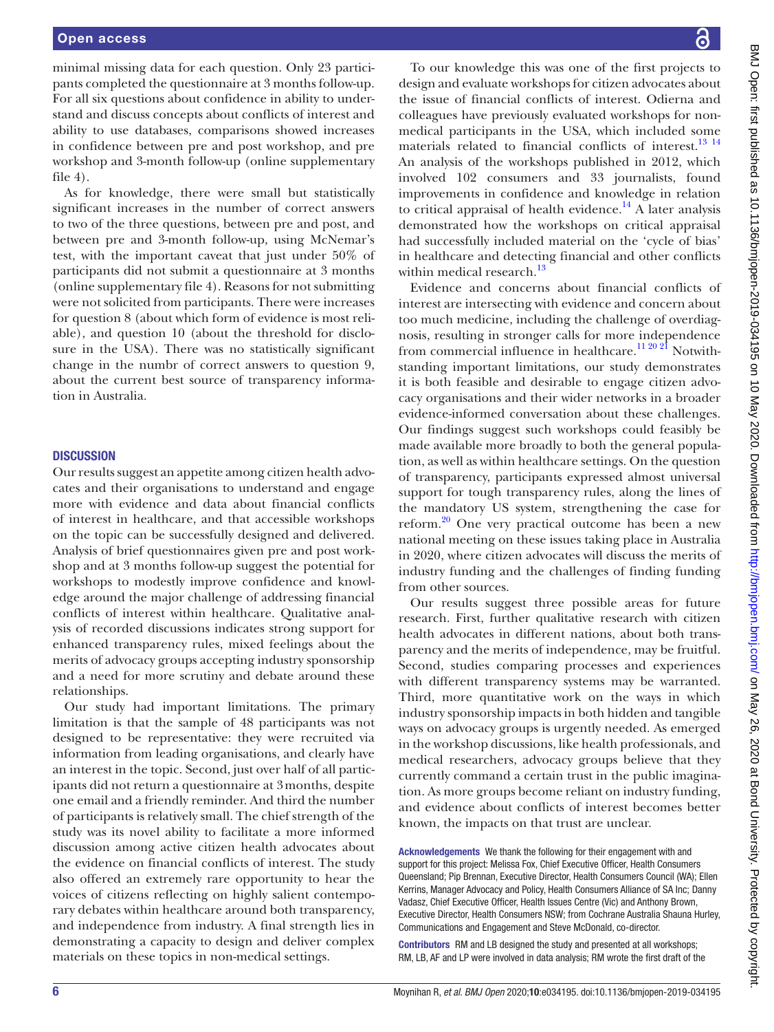minimal missing data for each question. Only 23 participants completed the questionnaire at 3 months follow-up. For all six questions about confidence in ability to understand and discuss concepts about conflicts of interest and ability to use databases, comparisons showed increases in confidence between pre and post workshop, and pre workshop and 3-month follow-up (online supplementary file 4).

As for knowledge, there were small but statistically significant increases in the number of correct answers to two of the three questions, between pre and post, and between pre and 3-month follow-up, using McNemar's test, with the important caveat that just under 50% of participants did not submit a questionnaire at 3 months (online supplementary file 4). Reasons for not submitting were not solicited from participants. There were increases for question 8 (about which form of evidence is most reliable), and question 10 (about the threshold for disclosure in the USA). There was no statistically significant change in the numbr of correct answers to question 9, about the current best source of transparency information in Australia.

## DISCUSSION

Our results suggest an appetite among citizen health advocates and their organisations to understand and engage more with evidence and data about financial conflicts of interest in healthcare, and that accessible workshops on the topic can be successfully designed and delivered. Analysis of brief questionnaires given pre and post workshop and at 3 months follow-up suggest the potential for workshops to modestly improve confidence and knowledge around the major challenge of addressing financial conflicts of interest within healthcare. Qualitative analysis of recorded discussions indicates strong support for enhanced transparency rules, mixed feelings about the merits of advocacy groups accepting industry sponsorship and a need for more scrutiny and debate around these relationships.

Our study had important limitations. The primary limitation is that the sample of 48 participants was not designed to be representative: they were recruited via information from leading organisations, and clearly have an interest in the topic. Second, just over half of all participants did not return a questionnaire at 3 months, despite one email and a friendly reminder. And third the number of participants is relatively small. The chief strength of the study was its novel ability to facilitate a more informed discussion among active citizen health advocates about the evidence on financial conflicts of interest. The study also offered an extremely rare opportunity to hear the voices of citizens reflecting on highly salient contemporary debates within healthcare around both transparency, and independence from industry. A final strength lies in demonstrating a capacity to design and deliver complex materials on these topics in non-medical settings.

To our knowledge this was one of the first projects to design and evaluate workshops for citizen advocates about the issue of financial conflicts of interest. Odierna and colleagues have previously evaluated workshops for non-medical participants in the USA, which included some materials related to financial conflicts of interest.[13 14] An analysis of the workshops published in 2012, which involved 102 consumers and 33 journalists, found improvements in confidence and knowledge in relation to critical appraisal of health evidence.[14] A later analysis demonstrated how the workshops on critical appraisal had successfully included material on the 'cycle of bias' in healthcare and detecting financial and other conflicts within medical research.[13]

Evidence and concerns about financial conflicts of interest are intersecting with evidence and concern about too much medicine, including the challenge of overdiagnosis, resulting in stronger calls for more independence from commercial influence in healthcare.[11 20 21] Notwithstanding important limitations, our study demonstrates it is both feasible and desirable to engage citizen advocacy organisations and their wider networks in a broader evidence-informed conversation about these challenges. Our findings suggest such workshops could feasibly be made available more broadly to both the general population, as well as within healthcare settings. On the question of transparency, participants expressed almost universal support for tough transparency rules, along the lines of the mandatory US system, strengthening the case for reform.[20] One very practical outcome has been a new national meeting on these issues taking place in Australia in 2020, where citizen advocates will discuss the merits of industry funding and the challenges of finding funding from other sources.

Our results suggest three possible areas for future research. First, further qualitative research with citizen health advocates in different nations, about both transparency and the merits of independence, may be fruitful. Second, studies comparing processes and experiences with different transparency systems may be warranted. Third, more quantitative work on the ways in which industry sponsorship impacts in both hidden and tangible ways on advocacy groups is urgently needed. As emerged in the workshop discussions, like health professionals, and medical researchers, advocacy groups believe that they currently command a certain trust in the public imagination. As more groups become reliant on industry funding, and evidence about conflicts of interest becomes better known, the impacts on that trust are unclear.

**Acknowledgements** We thank the following for their engagement with and support for this project: Melissa Fox, Chief Executive Officer, Health Consumers Queensland; Pip Brennan, Executive Director, Health Consumers Council (WA); Ellen Kerrins, Manager Advocacy and Policy, Health Consumers Alliance of SA Inc; Danny Vadasz, Chief Executive Officer, Health Issues Centre (Vic) and Anthony Brown, Executive Director, Health Consumers NSW; from Cochrane Australia Shauna Hurley, Communications and Engagement and Steve McDonald, co-director.

**Contributors** RM and LB designed the study and presented at all workshops; RM, LB, AF and LP were involved in data analysis; RM wrote the first draft of the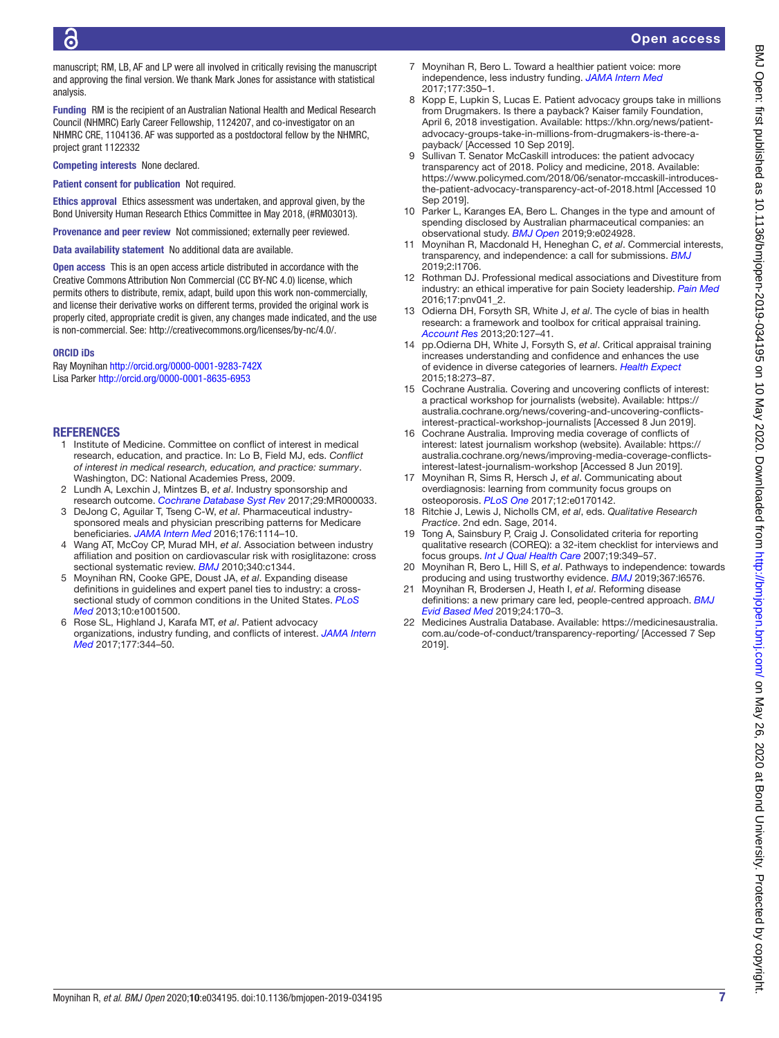manuscript; RM, LB, AF and LP were all involved in critically revising the manuscript and approving the final version. We thank Mark Jones for assistance with statistical analysis.

**Funding** RM is the recipient of an Australian National Health and Medical Research Council (NHMRC) Early Career Fellowship, 1124207, and co-investigator on an NHMRC CRE, 1104136. AF was supported as a postdoctoral fellow by the NHMRC, project grant 1122332

**Competing interests** None declared.

**Patient consent for publication** Not required.

**Ethics approval** Ethics assessment was undertaken, and approval given, by the Bond University Human Research Ethics Committee in May 2018, (#RM03013).

**Provenance and peer review** Not commissioned; externally peer reviewed.

**Data availability statement** No additional data are available.

**Open access** This is an open access article distributed in accordance with the Creative Commons Attribution Non Commercial (CC BY-NC 4.0) license, which permits others to distribute, remix, adapt, build upon this work non-commercially, and license their derivative works on different terms, provided the original work is properly cited, appropriate credit is given, any changes made indicated, and the use is non-commercial. See: http://creativecommons.org/licenses/by-nc/4.0/.

**ORCID iDs**

Ray Moynihan http://orcid.org/0000-0001-9283-742X
Lisa Parker http://orcid.org/0000-0001-8635-6953

## REFERENCES

1. Institute of Medicine. Committee on conflict of interest in medical research, education, and practice. In: Lo B, Field MJ, eds. *Conflict of interest in medical research, education, and practice: summary*. Washington, DC: National Academies Press, 2009.
2. Lundh A, Lexchin J, Mintzes B, *et al*. Industry sponsorship and research outcome. *Cochrane Database Syst Rev* 2017;29:MR000033.
3. DeJong C, Aguilar T, Tseng C-W, *et al*. Pharmaceutical industry-sponsored meals and physician prescribing patterns for Medicare beneficiaries. *JAMA Intern Med* 2016;176:1114–10.
4. Wang AT, McCoy CP, Murad MH, *et al*. Association between industry affiliation and position on cardiovascular risk with rosiglitazone: cross sectional systematic review. *BMJ* 2010;340:c1344.
5. Moynihan RN, Cooke GPE, Doust JA, *et al*. Expanding disease definitions in guidelines and expert panel ties to industry: a cross-sectional study of common conditions in the United States. *PLoS Med* 2013;10:e1001500.
6. Rose SL, Highland J, Karafa MT, *et al*. Patient advocacy organizations, industry funding, and conflicts of interest. *JAMA Intern Med* 2017;177:344–50.
7. Moynihan R, Bero L. Toward a healthier patient voice: more independence, less industry funding. *JAMA Intern Med* 2017;177:350–1.
8. Kopp E, Lupkin S, Lucas E. Patient advocacy groups take in millions from Drugmakers. Is there a payback? Kaiser Family Foundation, April 6, 2018 investigation. Available: https://khn.org/news/patient-advocacy-groups-take-in-millions-from-drugmakers-is-there-a-payback/ [Accessed 10 Sep 2019].
9. Sullivan T. Senator McCaskill introduces: the patient advocacy transparency act of 2018. Policy and medicine, 2018. Available: https://www.policymed.com/2018/06/senator-mccaskill-introduces-the-patient-advocacy-transparency-act-of-2018.html [Accessed 10 Sep 2019].
10. Parker L, Karanges EA, Bero L. Changes in the type and amount of spending disclosed by Australian pharmaceutical companies: an observational study. *BMJ Open* 2019;9:e024928.
11. Moynihan R, Macdonald H, Heneghan C, *et al*. Commercial interests, transparency, and independence: a call for submissions. *BMJ* 2019;2:l1706.
12. Rothman DJ. Professional medical associations and Divestiture from industry: an ethical imperative for pain Society leadership. *Pain Med* 2016;17:pnv041_2.
13. Odierna DH, Forsyth SR, White J, *et al*. The cycle of bias in health research: a framework and toolbox for critical appraisal training. *Account Res* 2013;20:127–41.
14. pp.Odierna DH, White J, Forsyth S, *et al*. Critical appraisal training increases understanding and confidence and enhances the use of evidence in diverse categories of learners. *Health Expect* 2015;18:273–87.
15. Cochrane Australia. Covering and uncovering conflicts of interest: a practical workshop for journalists (website). Available: https://australia.cochrane.org/news/covering-and-uncovering-conflicts-interest-practical-workshop-journalists [Accessed 8 Jun 2019].
16. Cochrane Australia. Improving media coverage of conflicts of interest: latest journalism workshop (website). Available: https://australia.cochrane.org/news/improving-media-coverage-conflicts-interest-latest-journalism-workshop [Accessed 8 Jun 2019].
17. Moynihan R, Sims R, Hersch J, *et al*. Communicating about overdiagnosis: learning from community focus groups on osteoporosis. *PLoS One* 2017;12:e0170142.
18. Ritchie J, Lewis J, Nicholls CM, *et al*, eds. *Qualitative Research Practice*. 2nd edn. Sage, 2014.
19. Tong A, Sainsbury P, Craig J. Consolidated criteria for reporting qualitative research (COREQ): a 32-item checklist for interviews and focus groups. *Int J Qual Health Care* 2007;19:349–57.
20. Moynihan R, Bero L, Hill S, *et al*. Pathways to independence: towards producing and using trustworthy evidence. *BMJ* 2019;367:l6576.
21. Moynihan R, Brodersen J, Heath I, *et al*. Reforming disease definitions: a new primary care led, people-centred approach. *BMJ Evid Based Med* 2019;24:170–3.
22. Medicines Australia Database. Available: https://medicinesaustralia.com.au/code-of-conduct/transparency-reporting/ [Accessed 7 Sep 2019].